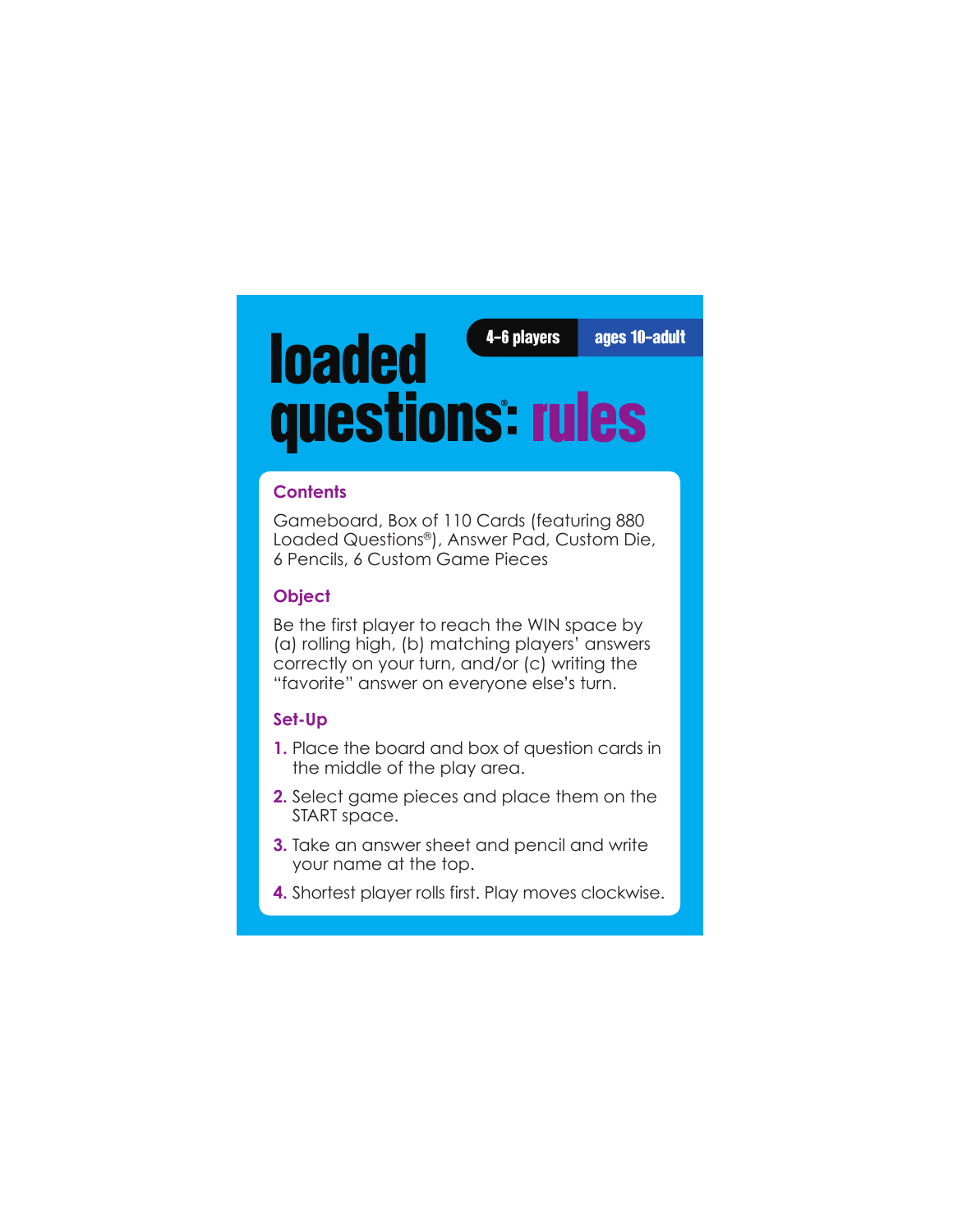# loaded questions®: rules

4–6 players | ages 10–adult

## Contents

Gameboard, Box of 110 Cards (featuring 880 Loaded Questions®), Answer Pad, Custom Die, 6 Pencils, 6 Custom Game Pieces

## Object

Be the first player to reach the WIN space by (a) rolling high, (b) matching players' answers correctly on your turn, and/or (c) writing the "favorite" answer on everyone else's turn.

## Set-Up

1. Place the board and box of question cards in the middle of the play area.
2. Select game pieces and place them on the START space.
3. Take an answer sheet and pencil and write your name at the top.
4. Shortest player rolls first. Play moves clockwise.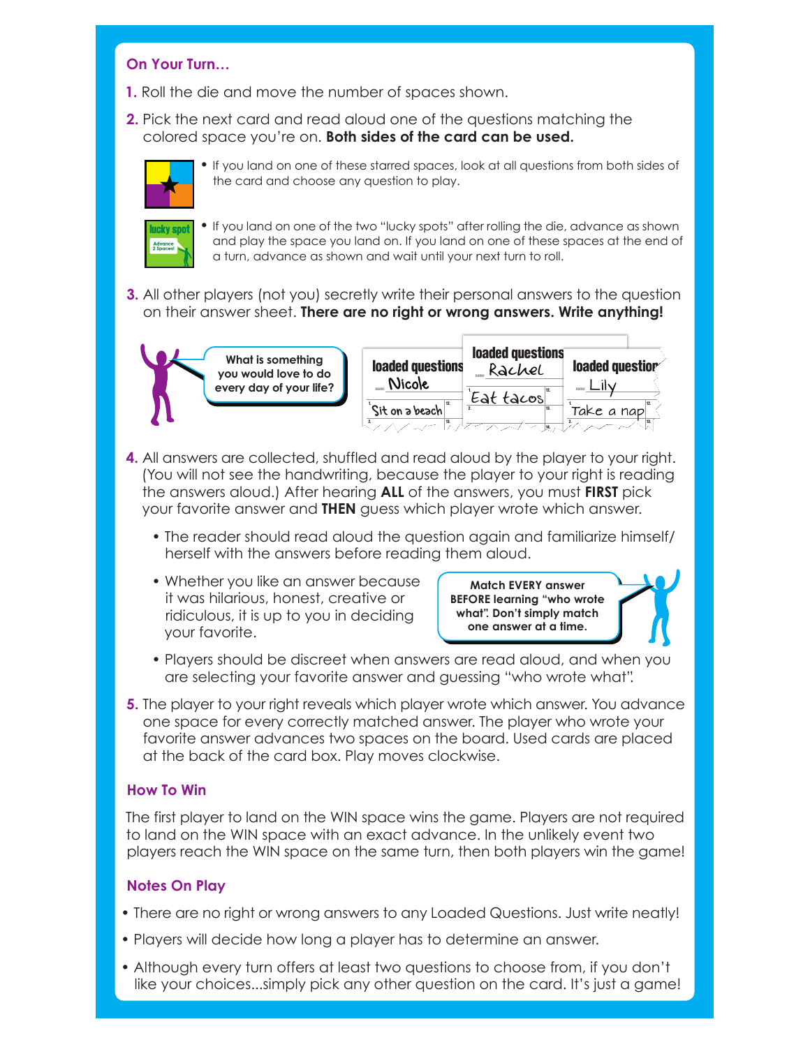### On Your Turn…

1. Roll the die and move the number of spaces shown.
2. Pick the next card and read aloud one of the questions matching the colored space you're on. **Both sides of the card can be used.**
   - If you land on one of these starred spaces, look at all questions from both sides of the card and choose any question to play.
   - If you land on one of the two "lucky spots" after rolling the die, advance as shown and play the space you land on. If you land on one of these spaces at the end of a turn, advance as shown and wait until your next turn to roll.
3. All other players (not you) secretly write their personal answers to the question on their answer sheet. **There are no right or wrong answers. Write anything!**

What is something you would love to do every day of your life?

4. All answers are collected, shuffled and read aloud by the player to your right. (You will not see the handwriting, because the player to your right is reading the answers aloud.) After hearing **ALL** of the answers, you must **FIRST** pick your favorite answer and **THEN** guess which player wrote which answer.
   - The reader should read aloud the question again and familiarize himself/herself with the answers before reading them aloud.
   - Whether you like an answer because it was hilarious, honest, creative or ridiculous, it is up to you in deciding your favorite.
   - Players should be discreet when answers are read aloud, and when you are selecting your favorite answer and guessing "who wrote what".

**Match EVERY answer BEFORE learning "who wrote what". Don't simply match one answer at a time.**

5. The player to your right reveals which player wrote which answer. You advance one space for every correctly matched answer. The player who wrote your favorite answer advances two spaces on the board. Used cards are placed at the back of the card box. Play moves clockwise.

### How To Win

The first player to land on the WIN space wins the game. Players are not required to land on the WIN space with an exact advance. In the unlikely event two players reach the WIN space on the same turn, then both players win the game!

### Notes On Play

- There are no right or wrong answers to any Loaded Questions. Just write neatly!
- Players will decide how long a player has to determine an answer.
- Although every turn offers at least two questions to choose from, if you don't like your choices...simply pick any other question on the card. It's just a game!